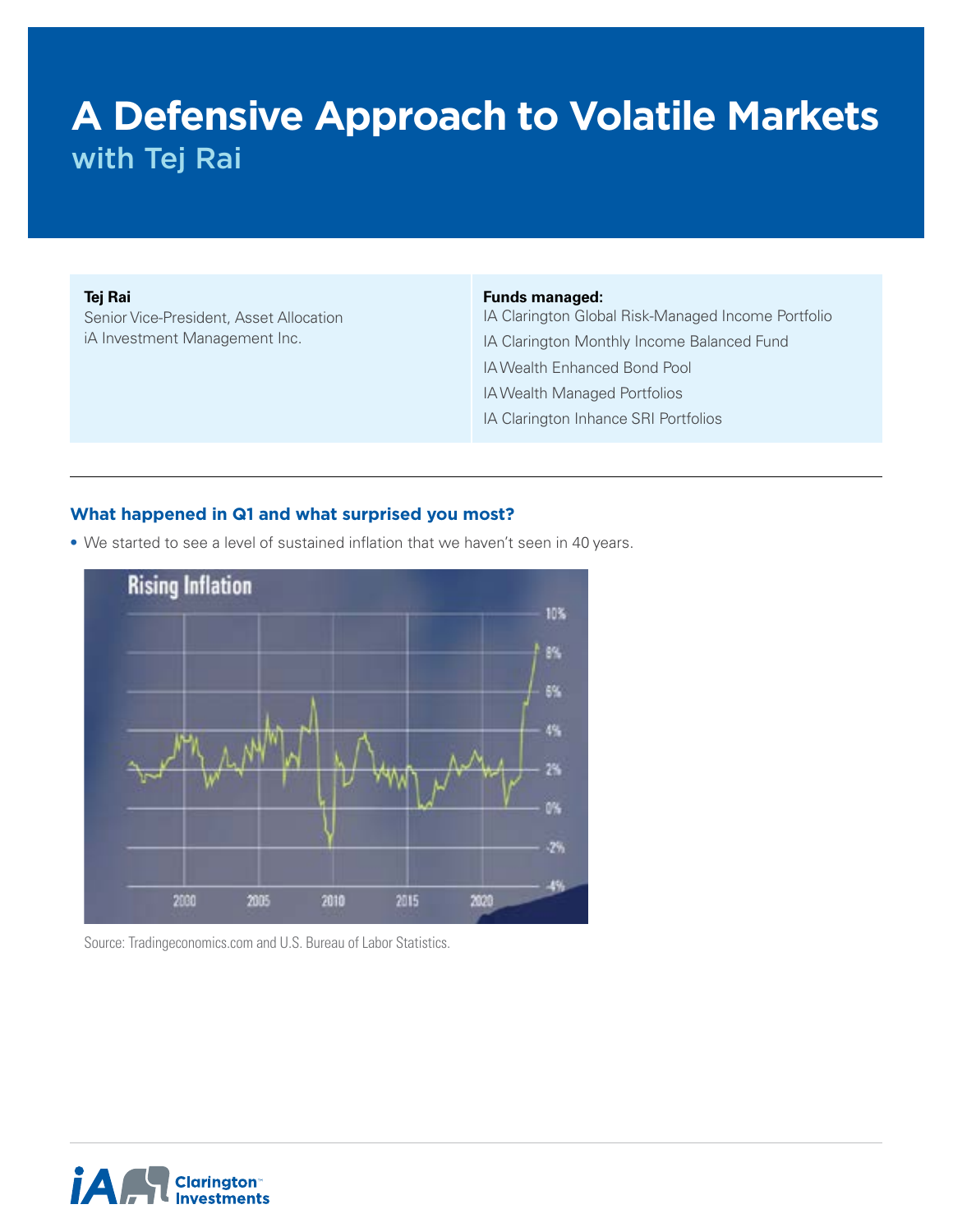# A Defensive Approach to Volatile Markets

## with Tej Rai

**Tej Rai**
Senior Vice-President, Asset Allocation
iA Investment Management Inc.

**Funds managed:**
IA Clarington Global Risk-Managed Income Portfolio
IA Clarington Monthly Income Balanced Fund
IA Wealth Enhanced Bond Pool
IA Wealth Managed Portfolios
IA Clarington Inhance SRI Portfolios

---

### What happened in Q1 and what surprised you most?

- We started to see a level of sustained inflation that we haven't seen in 40 years.

Source: Tradingeconomics.com and U.S. Bureau of Labor Statistics.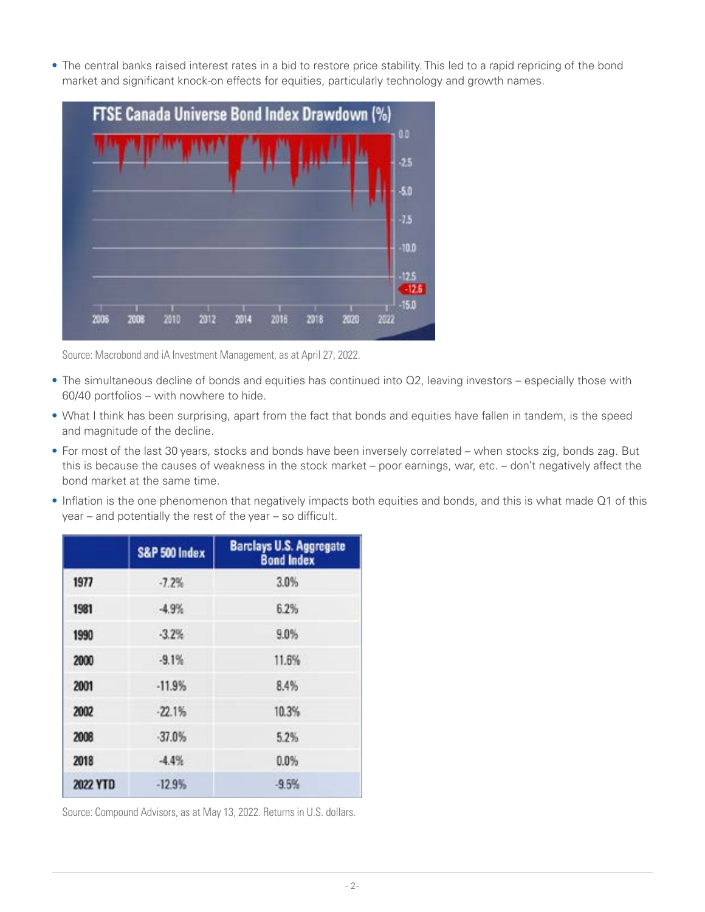- The central banks raised interest rates in a bid to restore price stability. This led to a rapid repricing of the bond market and significant knock-on effects for equities, particularly technology and growth names.

Source: Macrobond and iA Investment Management, as at April 27, 2022.

- The simultaneous decline of bonds and equities has continued into Q2, leaving investors – especially those with 60/40 portfolios – with nowhere to hide.
- What I think has been surprising, apart from the fact that bonds and equities have fallen in tandem, is the speed and magnitude of the decline.
- For most of the last 30 years, stocks and bonds have been inversely correlated – when stocks zig, bonds zag. But this is because the causes of weakness in the stock market – poor earnings, war, etc. – don't negatively affect the bond market at the same time.
- Inflation is the one phenomenon that negatively impacts both equities and bonds, and this is what made Q1 of this year – and potentially the rest of the year – so difficult.

| | S&P 500 Index | Barclays U.S. Aggregate Bond Index |
|---|---|---|
| 1977 | -7.2% | 3.0% |
| 1981 | -4.9% | 6.2% |
| 1990 | -3.2% | 9.0% |
| 2000 | -9.1% | 11.6% |
| 2001 | -11.9% | 8.4% |
| 2002 | -22.1% | 10.3% |
| 2008 | -37.0% | 5.2% |
| 2018 | -4.4% | 0.0% |
| 2022 YTD | -12.9% | -9.5% |

Source: Compound Advisors, as at May 13, 2022. Returns in U.S. dollars.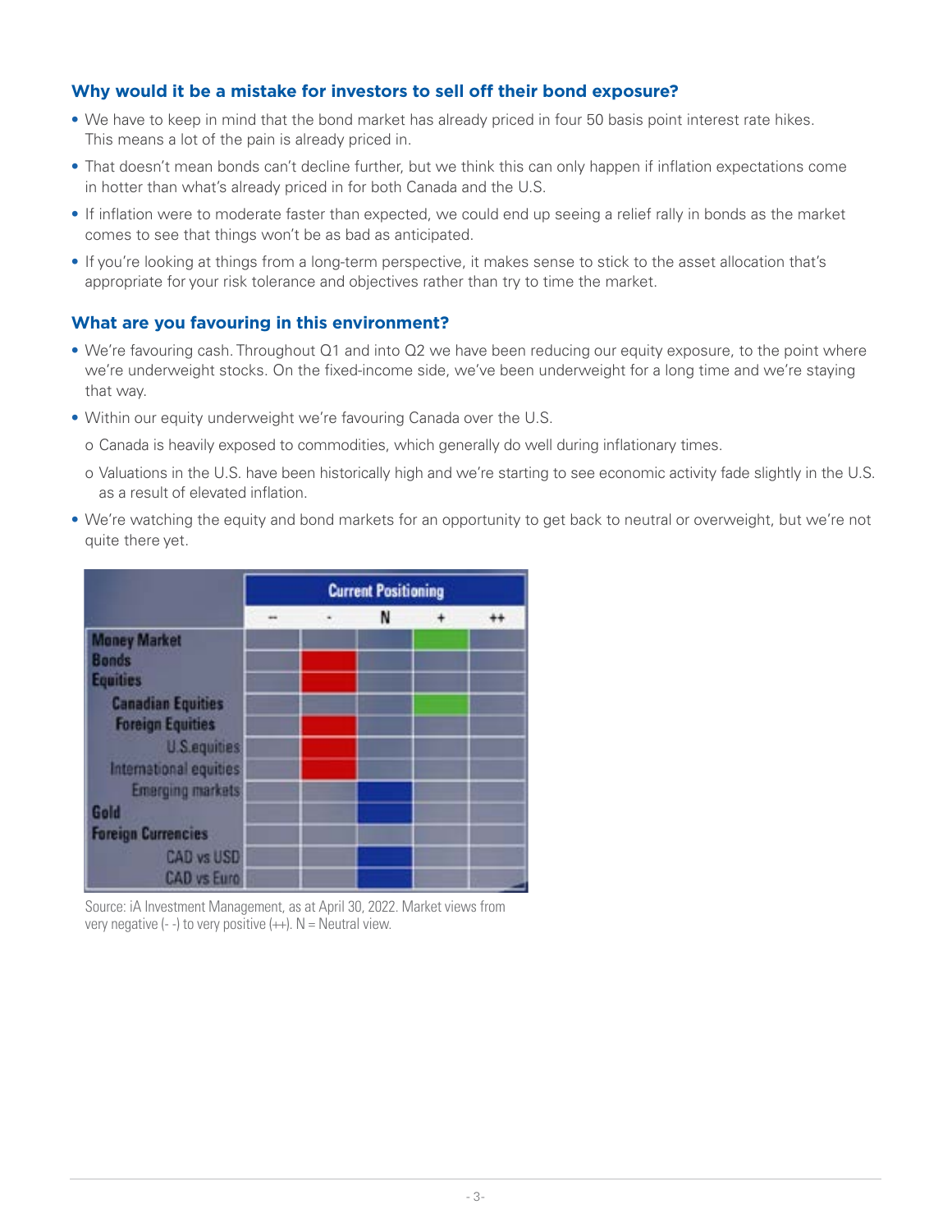### Why would it be a mistake for investors to sell off their bond exposure?

- We have to keep in mind that the bond market has already priced in four 50 basis point interest rate hikes. This means a lot of the pain is already priced in.
- That doesn't mean bonds can't decline further, but we think this can only happen if inflation expectations come in hotter than what's already priced in for both Canada and the U.S.
- If inflation were to moderate faster than expected, we could end up seeing a relief rally in bonds as the market comes to see that things won't be as bad as anticipated.
- If you're looking at things from a long-term perspective, it makes sense to stick to the asset allocation that's appropriate for your risk tolerance and objectives rather than try to time the market.

### What are you favouring in this environment?

- We're favouring cash. Throughout Q1 and into Q2 we have been reducing our equity exposure, to the point where we're underweight stocks. On the fixed-income side, we've been underweight for a long time and we're staying that way.
- Within our equity underweight we're favouring Canada over the U.S.
  - Canada is heavily exposed to commodities, which generally do well during inflationary times.
  - Valuations in the U.S. have been historically high and we're starting to see economic activity fade slightly in the U.S. as a result of elevated inflation.
- We're watching the equity and bond markets for an opportunity to get back to neutral or overweight, but we're not quite there yet.

| | Current Positioning | | | | |
|---|---|---|---|---|---|
| | -- | - | N | + | ++ |
| Money Market | | | | X | |
| Bonds | | X | | | |
| Equities | | X | | | |
| Canadian Equities | | | | X | |
| Foreign Equities | | X | | | |
| U.S. equities | | X | | | |
| International equities | | X | | | |
| Emerging markets | | | X | | |
| Gold | | | X | | |
| Foreign Currencies | | | | | |
| CAD vs USD | | | X | | |
| CAD vs Euro | | | X | | |

Source: iA Investment Management, as at April 30, 2022. Market views from very negative (- -) to very positive (++). N = Neutral view.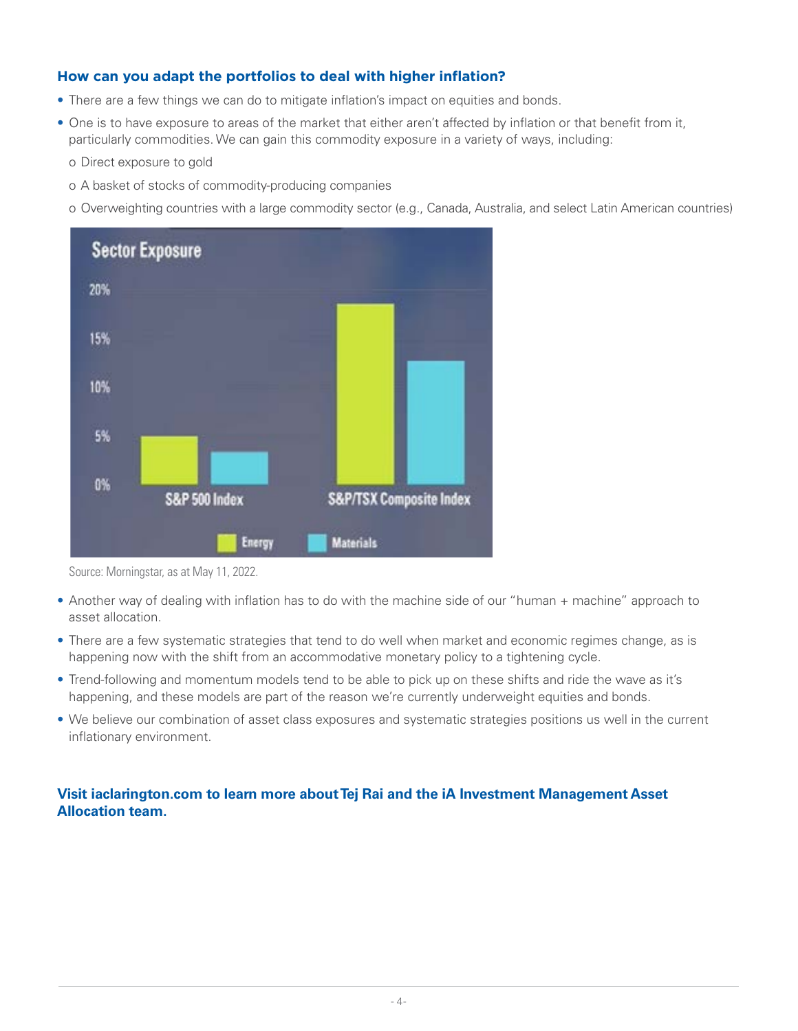### How can you adapt the portfolios to deal with higher inflation?

- There are a few things we can do to mitigate inflation's impact on equities and bonds.
- One is to have exposure to areas of the market that either aren't affected by inflation or that benefit from it, particularly commodities. We can gain this commodity exposure in a variety of ways, including:
  - o Direct exposure to gold
  - o A basket of stocks of commodity-producing companies
  - o Overweighting countries with a large commodity sector (e.g., Canada, Australia, and select Latin American countries)

Sector Exposure

Source: Morningstar, as at May 11, 2022.

- Another way of dealing with inflation has to do with the machine side of our "human + machine" approach to asset allocation.
- There are a few systematic strategies that tend to do well when market and economic regimes change, as is happening now with the shift from an accommodative monetary policy to a tightening cycle.
- Trend-following and momentum models tend to be able to pick up on these shifts and ride the wave as it's happening, and these models are part of the reason we're currently underweight equities and bonds.
- We believe our combination of asset class exposures and systematic strategies positions us well in the current inflationary environment.

**Visit iaclarington.com to learn more about Tej Rai and the iA Investment Management Asset Allocation team.**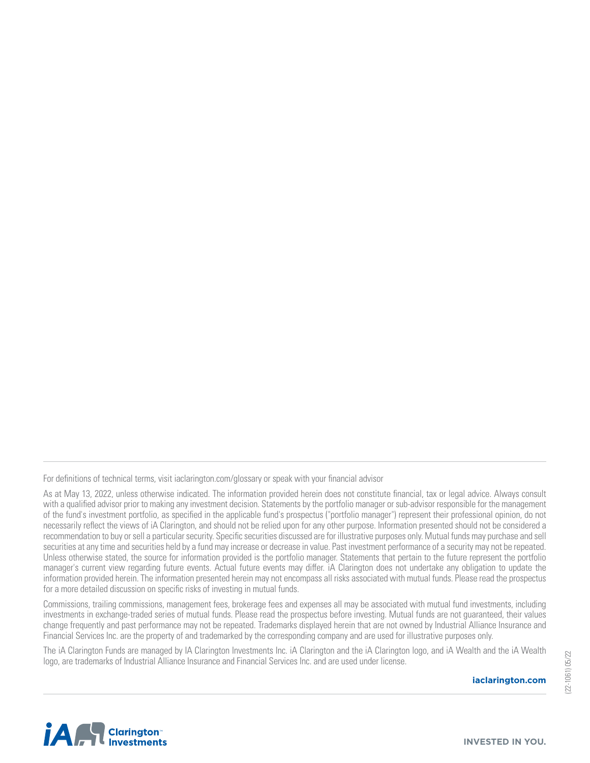For definitions of technical terms, visit iaclarington.com/glossary or speak with your financial advisor

As at May 13, 2022, unless otherwise indicated. The information provided herein does not constitute financial, tax or legal advice. Always consult with a qualified advisor prior to making any investment decision. Statements by the portfolio manager or sub-advisor responsible for the management of the fund's investment portfolio, as specified in the applicable fund's prospectus ("portfolio manager") represent their professional opinion, do not necessarily reflect the views of iA Clarington, and should not be relied upon for any other purpose. Information presented should not be considered a recommendation to buy or sell a particular security. Specific securities discussed are for illustrative purposes only. Mutual funds may purchase and sell securities at any time and securities held by a fund may increase or decrease in value. Past investment performance of a security may not be repeated. Unless otherwise stated, the source for information provided is the portfolio manager. Statements that pertain to the future represent the portfolio manager's current view regarding future events. Actual future events may differ. iA Clarington does not undertake any obligation to update the information provided herein. The information presented herein may not encompass all risks associated with mutual funds. Please read the prospectus for a more detailed discussion on specific risks of investing in mutual funds.

Commissions, trailing commissions, management fees, brokerage fees and expenses all may be associated with mutual fund investments, including investments in exchange-traded series of mutual funds. Please read the prospectus before investing. Mutual funds are not guaranteed, their values change frequently and past performance may not be repeated. Trademarks displayed herein that are not owned by Industrial Alliance Insurance and Financial Services Inc. are the property of and trademarked by the corresponding company and are used for illustrative purposes only.

The iA Clarington Funds are managed by IA Clarington Investments Inc. iA Clarington and the iA Clarington logo, and iA Wealth and the iA Wealth logo, are trademarks of Industrial Alliance Insurance and Financial Services Inc. and are used under license.

**iaclarington.com**

(22-1061) 05/22

iA Clarington Investments

**INVESTED IN YOU.**